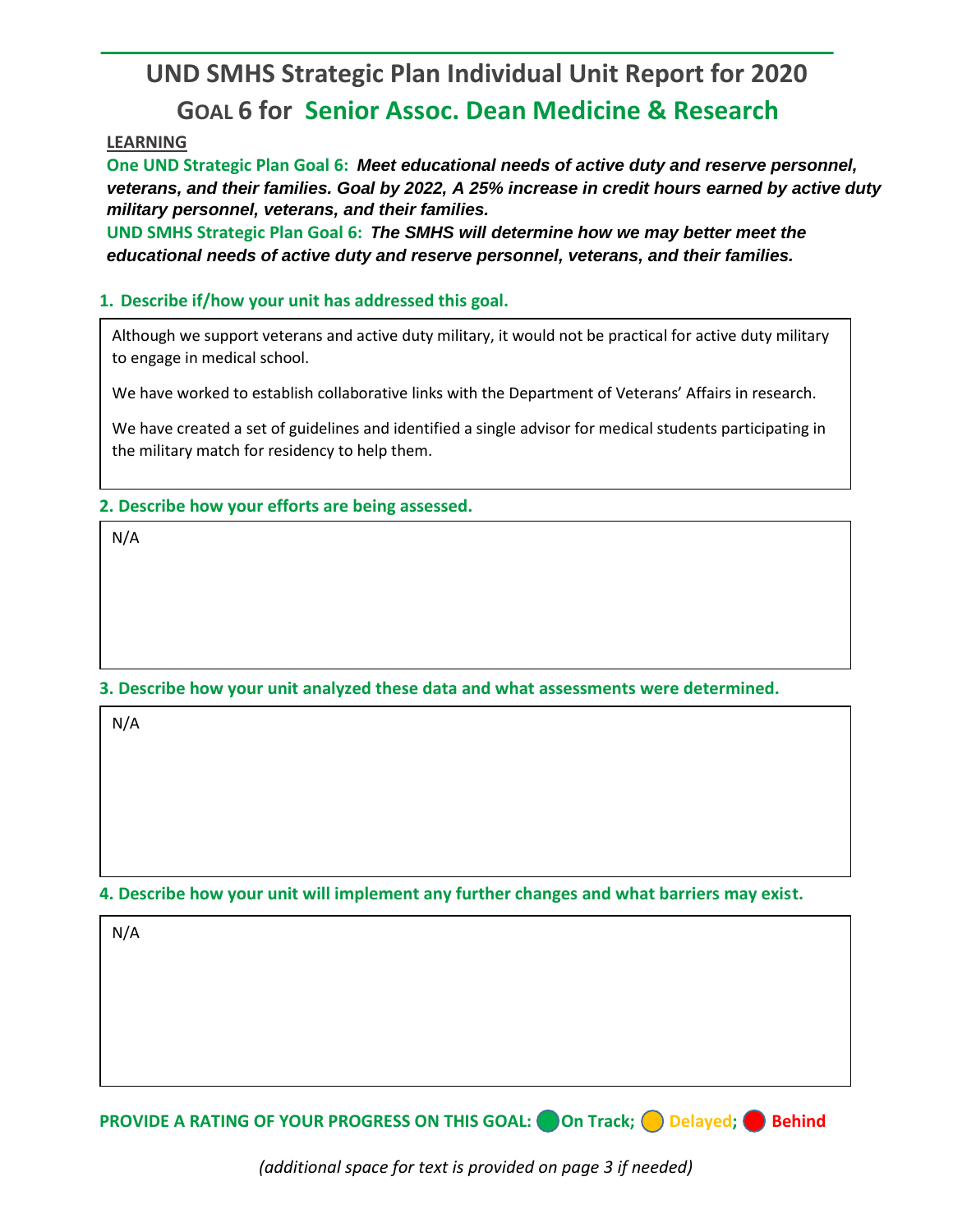# UND SMHS Strategic Plan Individual Unit Report for 2020

## GOAL 6 for Senior Assoc. Dean Medicine & Research

**LEARNING**

**One UND Strategic Plan Goal 6:** ***Meet educational needs of active duty and reserve personnel, veterans, and their families. Goal by 2022, A 25% increase in credit hours earned by active duty military personnel, veterans, and their families.***

**UND SMHS Strategic Plan Goal 6:** ***The SMHS will determine how we may better meet the educational needs of active duty and reserve personnel, veterans, and their families.***

### 1. Describe if/how your unit has addressed this goal.

Although we support veterans and active duty military, it would not be practical for active duty military to engage in medical school.

We have worked to establish collaborative links with the Department of Veterans' Affairs in research.

We have created a set of guidelines and identified a single advisor for medical students participating in the military match for residency to help them.

### 2. Describe how your efforts are being assessed.

N/A

### 3. Describe how your unit analyzed these data and what assessments were determined.

N/A

### 4. Describe how your unit will implement any further changes and what barriers may exist.

N/A

**PROVIDE A RATING OF YOUR PROGRESS ON THIS GOAL: On Track; Delayed; Behind**

*(additional space for text is provided on page 3 if needed)*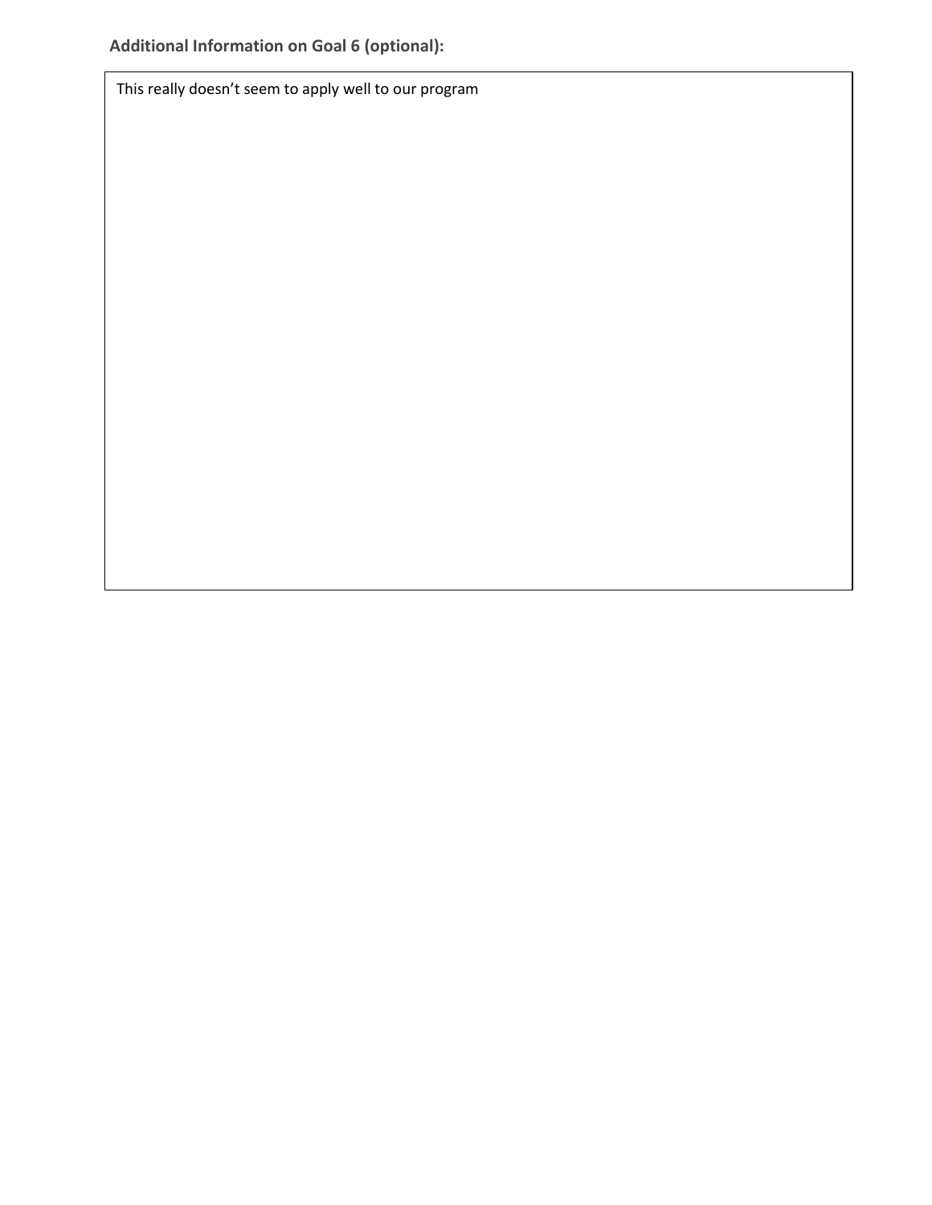**Additional Information on Goal 6 (optional):**

This really doesn't seem to apply well to our program